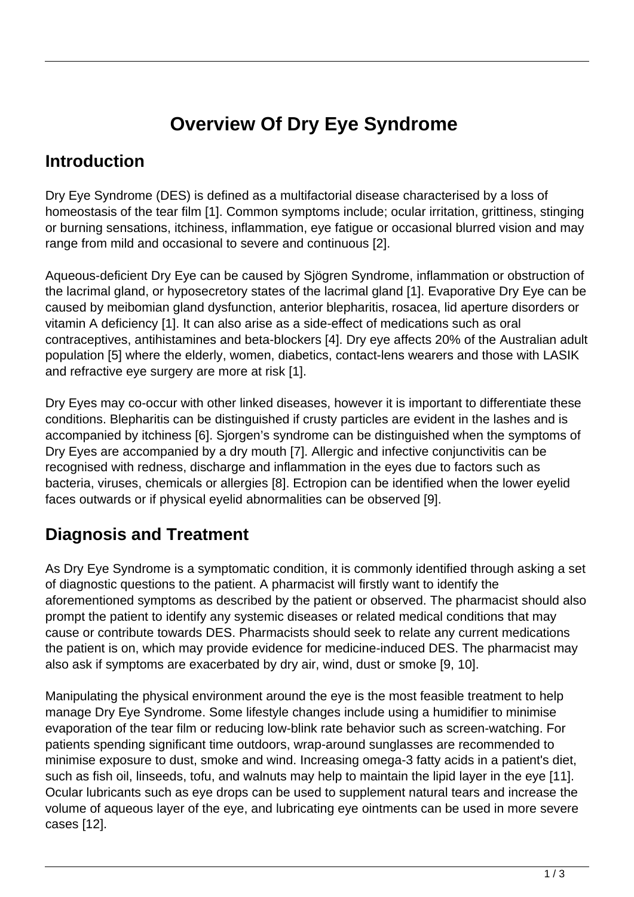# Overview Of Dry Eye Syndrome

## Introduction

Dry Eye Syndrome (DES) is defined as a multifactorial disease characterised by a loss of homeostasis of the tear film [1]. Common symptoms include; ocular irritation, grittiness, stinging or burning sensations, itchiness, inflammation, eye fatigue or occasional blurred vision and may range from mild and occasional to severe and continuous [2].

Aqueous-deficient Dry Eye can be caused by Sjögren Syndrome, inflammation or obstruction of the lacrimal gland, or hyposecretory states of the lacrimal gland [1]. Evaporative Dry Eye can be caused by meibomian gland dysfunction, anterior blepharitis, rosacea, lid aperture disorders or vitamin A deficiency [1]. It can also arise as a side-effect of medications such as oral contraceptives, antihistamines and beta-blockers [4]. Dry eye affects 20% of the Australian adult population [5] where the elderly, women, diabetics, contact-lens wearers and those with LASIK and refractive eye surgery are more at risk [1].

Dry Eyes may co-occur with other linked diseases, however it is important to differentiate these conditions. Blepharitis can be distinguished if crusty particles are evident in the lashes and is accompanied by itchiness [6]. Sjorgen's syndrome can be distinguished when the symptoms of Dry Eyes are accompanied by a dry mouth [7]. Allergic and infective conjunctivitis can be recognised with redness, discharge and inflammation in the eyes due to factors such as bacteria, viruses, chemicals or allergies [8]. Ectropion can be identified when the lower eyelid faces outwards or if physical eyelid abnormalities can be observed [9].

## Diagnosis and Treatment

As Dry Eye Syndrome is a symptomatic condition, it is commonly identified through asking a set of diagnostic questions to the patient. A pharmacist will firstly want to identify the aforementioned symptoms as described by the patient or observed. The pharmacist should also prompt the patient to identify any systemic diseases or related medical conditions that may cause or contribute towards DES. Pharmacists should seek to relate any current medications the patient is on, which may provide evidence for medicine-induced DES. The pharmacist may also ask if symptoms are exacerbated by dry air, wind, dust or smoke [9, 10].

Manipulating the physical environment around the eye is the most feasible treatment to help manage Dry Eye Syndrome. Some lifestyle changes include using a humidifier to minimise evaporation of the tear film or reducing low-blink rate behavior such as screen-watching. For patients spending significant time outdoors, wrap-around sunglasses are recommended to minimise exposure to dust, smoke and wind. Increasing omega-3 fatty acids in a patient's diet, such as fish oil, linseeds, tofu, and walnuts may help to maintain the lipid layer in the eye [11]. Ocular lubricants such as eye drops can be used to supplement natural tears and increase the volume of aqueous layer of the eye, and lubricating eye ointments can be used in more severe cases [12].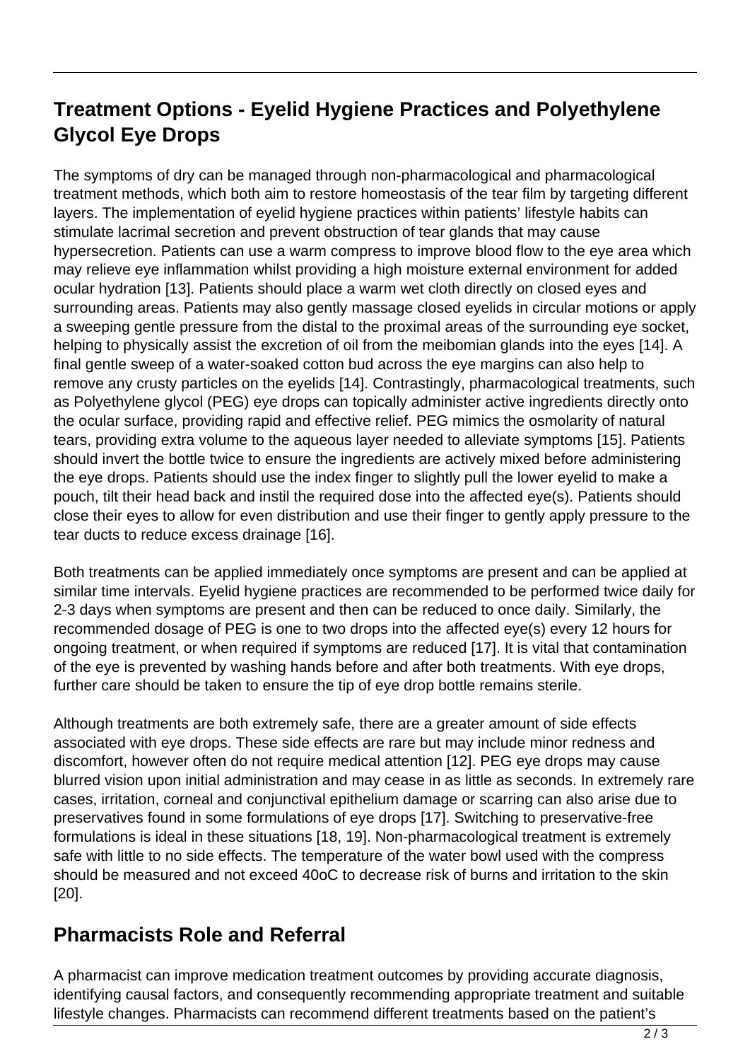## Treatment Options - Eyelid Hygiene Practices and Polyethylene Glycol Eye Drops

The symptoms of dry can be managed through non-pharmacological and pharmacological treatment methods, which both aim to restore homeostasis of the tear film by targeting different layers. The implementation of eyelid hygiene practices within patients' lifestyle habits can stimulate lacrimal secretion and prevent obstruction of tear glands that may cause hypersecretion. Patients can use a warm compress to improve blood flow to the eye area which may relieve eye inflammation whilst providing a high moisture external environment for added ocular hydration [13]. Patients should place a warm wet cloth directly on closed eyes and surrounding areas. Patients may also gently massage closed eyelids in circular motions or apply a sweeping gentle pressure from the distal to the proximal areas of the surrounding eye socket, helping to physically assist the excretion of oil from the meibomian glands into the eyes [14]. A final gentle sweep of a water-soaked cotton bud across the eye margins can also help to remove any crusty particles on the eyelids [14]. Contrastingly, pharmacological treatments, such as Polyethylene glycol (PEG) eye drops can topically administer active ingredients directly onto the ocular surface, providing rapid and effective relief. PEG mimics the osmolarity of natural tears, providing extra volume to the aqueous layer needed to alleviate symptoms [15]. Patients should invert the bottle twice to ensure the ingredients are actively mixed before administering the eye drops. Patients should use the index finger to slightly pull the lower eyelid to make a pouch, tilt their head back and instil the required dose into the affected eye(s). Patients should close their eyes to allow for even distribution and use their finger to gently apply pressure to the tear ducts to reduce excess drainage [16].

Both treatments can be applied immediately once symptoms are present and can be applied at similar time intervals. Eyelid hygiene practices are recommended to be performed twice daily for 2-3 days when symptoms are present and then can be reduced to once daily. Similarly, the recommended dosage of PEG is one to two drops into the affected eye(s) every 12 hours for ongoing treatment, or when required if symptoms are reduced [17]. It is vital that contamination of the eye is prevented by washing hands before and after both treatments. With eye drops, further care should be taken to ensure the tip of eye drop bottle remains sterile.

Although treatments are both extremely safe, there are a greater amount of side effects associated with eye drops. These side effects are rare but may include minor redness and discomfort, however often do not require medical attention [12]. PEG eye drops may cause blurred vision upon initial administration and may cease in as little as seconds. In extremely rare cases, irritation, corneal and conjunctival epithelium damage or scarring can also arise due to preservatives found in some formulations of eye drops [17]. Switching to preservative-free formulations is ideal in these situations [18, 19]. Non-pharmacological treatment is extremely safe with little to no side effects. The temperature of the water bowl used with the compress should be measured and not exceed 40oC to decrease risk of burns and irritation to the skin [20].

## Pharmacists Role and Referral

A pharmacist can improve medication treatment outcomes by providing accurate diagnosis, identifying causal factors, and consequently recommending appropriate treatment and suitable lifestyle changes. Pharmacists can recommend different treatments based on the patient's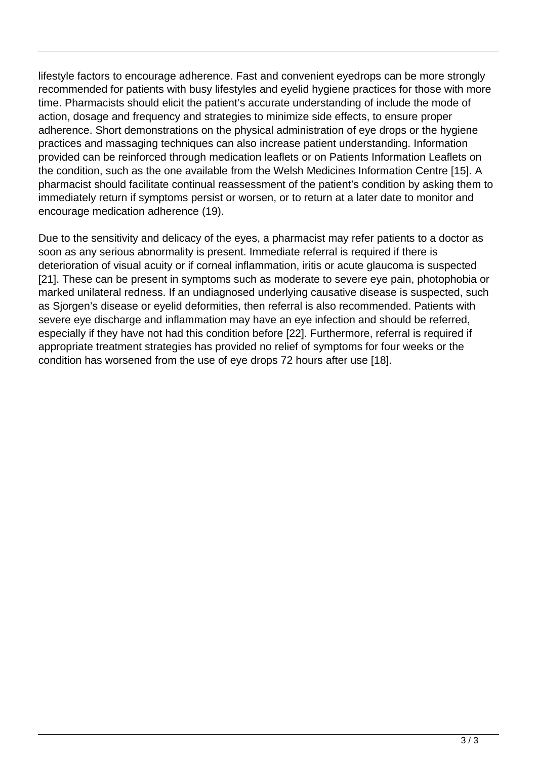lifestyle factors to encourage adherence. Fast and convenient eyedrops can be more strongly recommended for patients with busy lifestyles and eyelid hygiene practices for those with more time. Pharmacists should elicit the patient's accurate understanding of include the mode of action, dosage and frequency and strategies to minimize side effects, to ensure proper adherence. Short demonstrations on the physical administration of eye drops or the hygiene practices and massaging techniques can also increase patient understanding. Information provided can be reinforced through medication leaflets or on Patients Information Leaflets on the condition, such as the one available from the Welsh Medicines Information Centre [15]. A pharmacist should facilitate continual reassessment of the patient's condition by asking them to immediately return if symptoms persist or worsen, or to return at a later date to monitor and encourage medication adherence (19).

Due to the sensitivity and delicacy of the eyes, a pharmacist may refer patients to a doctor as soon as any serious abnormality is present. Immediate referral is required if there is deterioration of visual acuity or if corneal inflammation, iritis or acute glaucoma is suspected [21]. These can be present in symptoms such as moderate to severe eye pain, photophobia or marked unilateral redness. If an undiagnosed underlying causative disease is suspected, such as Sjorgen's disease or eyelid deformities, then referral is also recommended. Patients with severe eye discharge and inflammation may have an eye infection and should be referred, especially if they have not had this condition before [22]. Furthermore, referral is required if appropriate treatment strategies has provided no relief of symptoms for four weeks or the condition has worsened from the use of eye drops 72 hours after use [18].